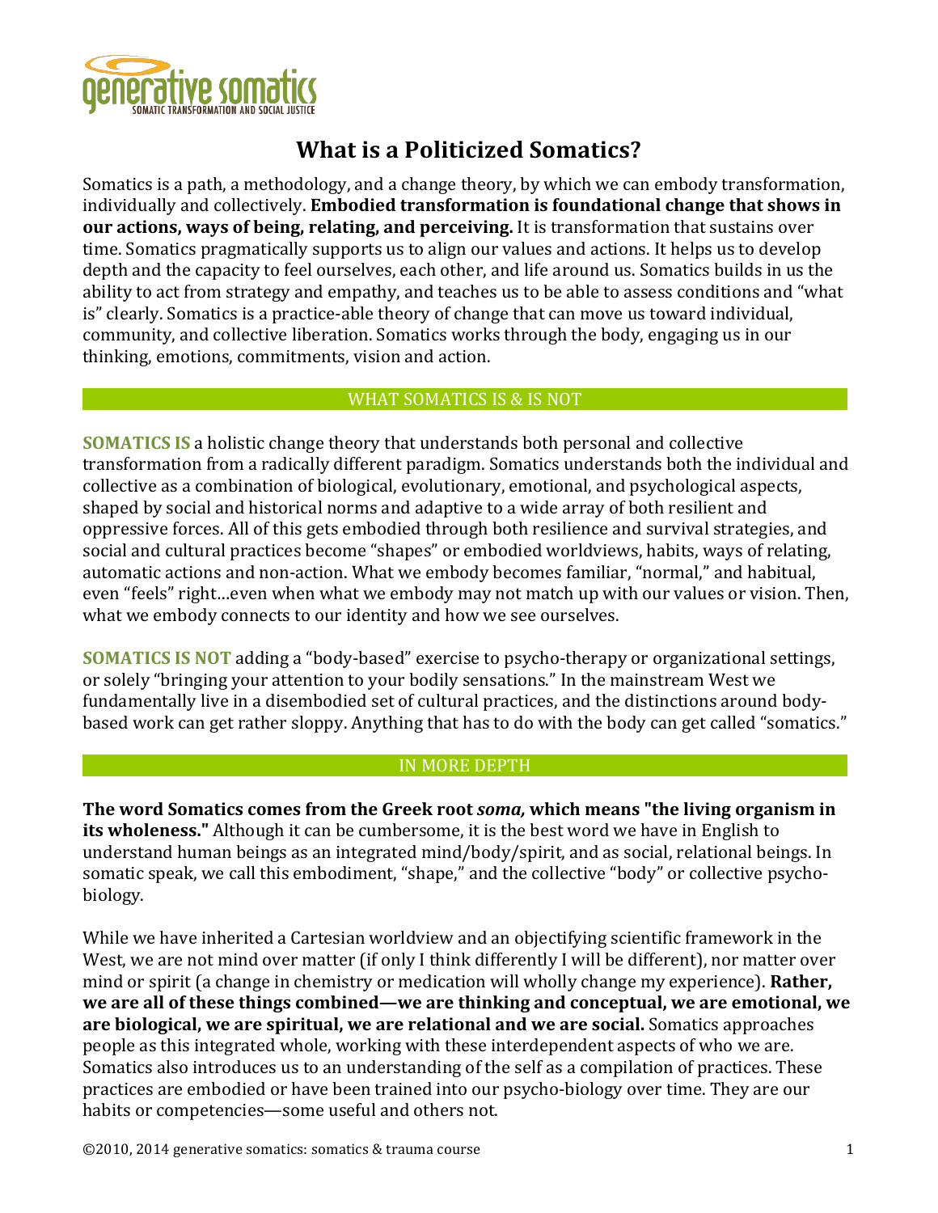generative somatics
SOMATIC TRANSFORMATION AND SOCIAL JUSTICE

# What is a Politicized Somatics?

Somatics is a path, a methodology, and a change theory, by which we can embody transformation, individually and collectively. **Embodied transformation is foundational change that shows in our actions, ways of being, relating, and perceiving.** It is transformation that sustains over time. Somatics pragmatically supports us to align our values and actions. It helps us to develop depth and the capacity to feel ourselves, each other, and life around us. Somatics builds in us the ability to act from strategy and empathy, and teaches us to be able to assess conditions and "what is" clearly. Somatics is a practice-able theory of change that can move us toward individual, community, and collective liberation. Somatics works through the body, engaging us in our thinking, emotions, commitments, vision and action.

## WHAT SOMATICS IS & IS NOT

**SOMATICS IS** a holistic change theory that understands both personal and collective transformation from a radically different paradigm. Somatics understands both the individual and collective as a combination of biological, evolutionary, emotional, and psychological aspects, shaped by social and historical norms and adaptive to a wide array of both resilient and oppressive forces. All of this gets embodied through both resilience and survival strategies, and social and cultural practices become "shapes" or embodied worldviews, habits, ways of relating, automatic actions and non-action. What we embody becomes familiar, "normal," and habitual, even "feels" right…even when what we embody may not match up with our values or vision. Then, what we embody connects to our identity and how we see ourselves.

**SOMATICS IS NOT** adding a "body-based" exercise to psycho-therapy or organizational settings, or solely "bringing your attention to your bodily sensations." In the mainstream West we fundamentally live in a disembodied set of cultural practices, and the distinctions around body-based work can get rather sloppy. Anything that has to do with the body can get called "somatics."

## IN MORE DEPTH

**The word Somatics comes from the Greek root *soma,* which means "the living organism in its wholeness."** Although it can be cumbersome, it is the best word we have in English to understand human beings as an integrated mind/body/spirit, and as social, relational beings. In somatic speak, we call this embodiment, "shape," and the collective "body" or collective psycho-biology.

While we have inherited a Cartesian worldview and an objectifying scientific framework in the West, we are not mind over matter (if only I think differently I will be different), nor matter over mind or spirit (a change in chemistry or medication will wholly change my experience). **Rather, we are all of these things combined—we are thinking and conceptual, we are emotional, we are biological, we are spiritual, we are relational and we are social.** Somatics approaches people as this integrated whole, working with these interdependent aspects of who we are. Somatics also introduces us to an understanding of the self as a compilation of practices. These practices are embodied or have been trained into our psycho-biology over time. They are our habits or competencies—some useful and others not.

©2010, 2014 generative somatics: somatics & trauma course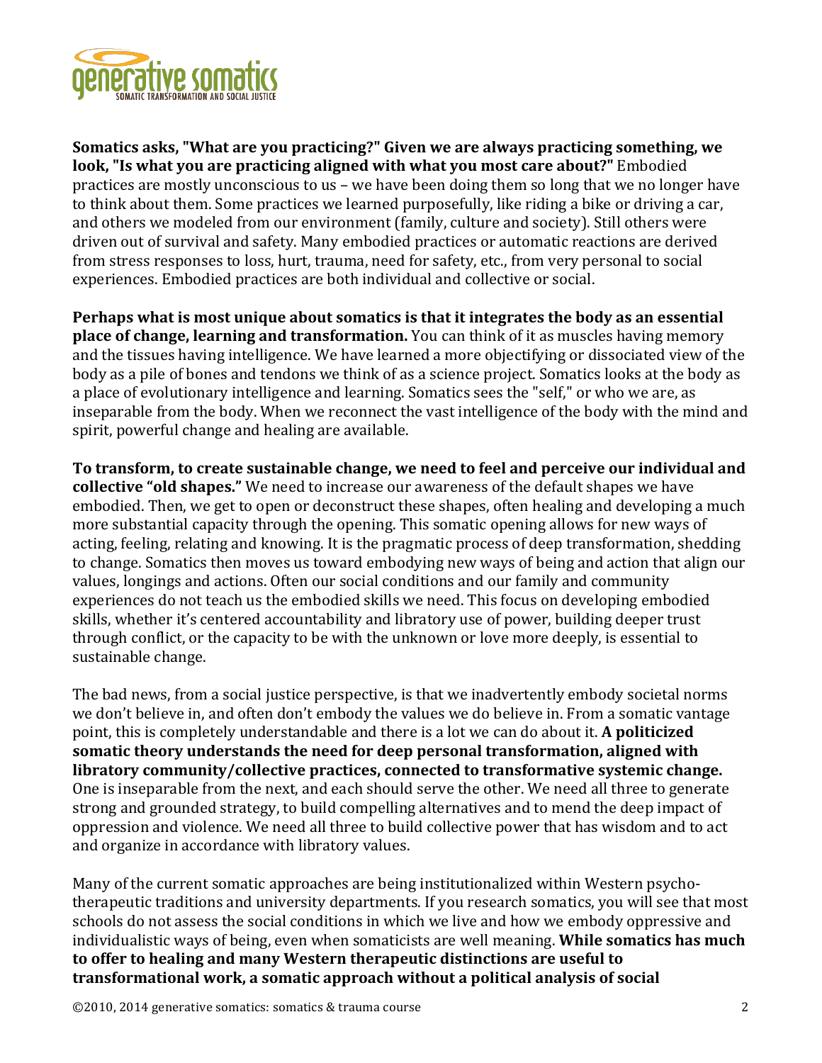**Somatics asks, "What are you practicing?" Given we are always practicing something, we look, "Is what you are practicing aligned with what you most care about?"** Embodied practices are mostly unconscious to us – we have been doing them so long that we no longer have to think about them. Some practices we learned purposefully, like riding a bike or driving a car, and others we modeled from our environment (family, culture and society). Still others were driven out of survival and safety. Many embodied practices or automatic reactions are derived from stress responses to loss, hurt, trauma, need for safety, etc., from very personal to social experiences. Embodied practices are both individual and collective or social.

**Perhaps what is most unique about somatics is that it integrates the body as an essential place of change, learning and transformation.** You can think of it as muscles having memory and the tissues having intelligence. We have learned a more objectifying or dissociated view of the body as a pile of bones and tendons we think of as a science project. Somatics looks at the body as a place of evolutionary intelligence and learning. Somatics sees the "self," or who we are, as inseparable from the body. When we reconnect the vast intelligence of the body with the mind and spirit, powerful change and healing are available.

**To transform, to create sustainable change, we need to feel and perceive our individual and collective "old shapes."** We need to increase our awareness of the default shapes we have embodied. Then, we get to open or deconstruct these shapes, often healing and developing a much more substantial capacity through the opening. This somatic opening allows for new ways of acting, feeling, relating and knowing. It is the pragmatic process of deep transformation, shedding to change. Somatics then moves us toward embodying new ways of being and action that align our values, longings and actions. Often our social conditions and our family and community experiences do not teach us the embodied skills we need. This focus on developing embodied skills, whether it's centered accountability and libratory use of power, building deeper trust through conflict, or the capacity to be with the unknown or love more deeply, is essential to sustainable change.

The bad news, from a social justice perspective, is that we inadvertently embody societal norms we don't believe in, and often don't embody the values we do believe in. From a somatic vantage point, this is completely understandable and there is a lot we can do about it. **A politicized somatic theory understands the need for deep personal transformation, aligned with libratory community/collective practices, connected to transformative systemic change.** One is inseparable from the next, and each should serve the other. We need all three to generate strong and grounded strategy, to build compelling alternatives and to mend the deep impact of oppression and violence. We need all three to build collective power that has wisdom and to act and organize in accordance with libratory values.

Many of the current somatic approaches are being institutionalized within Western psycho-therapeutic traditions and university departments. If you research somatics, you will see that most schools do not assess the social conditions in which we live and how we embody oppressive and individualistic ways of being, even when somaticists are well meaning. **While somatics has much to offer to healing and many Western therapeutic distinctions are useful to transformational work, a somatic approach without a political analysis of social**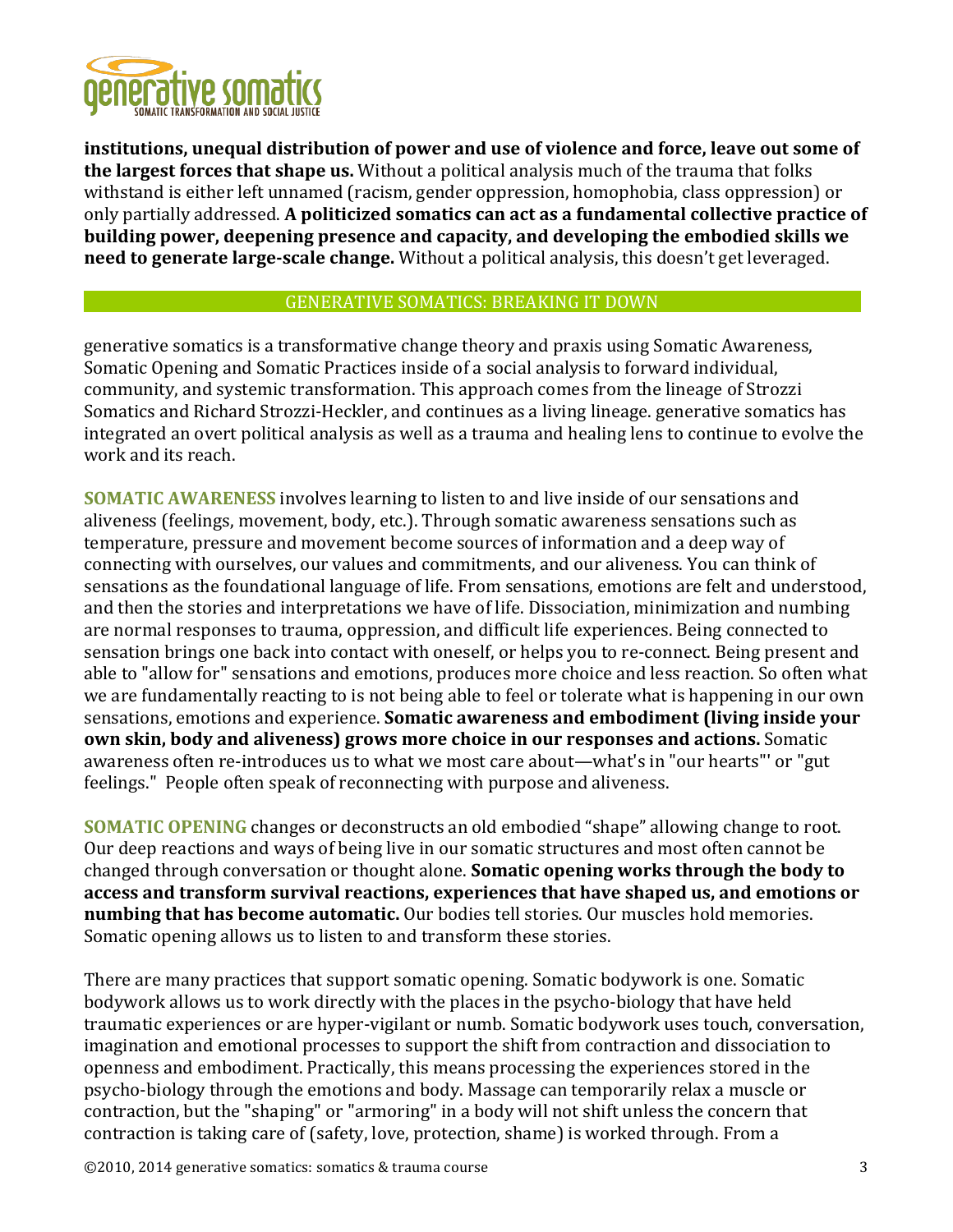**institutions, unequal distribution of power and use of violence and force, leave out some of the largest forces that shape us.** Without a political analysis much of the trauma that folks withstand is either left unnamed (racism, gender oppression, homophobia, class oppression) or only partially addressed. **A politicized somatics can act as a fundamental collective practice of building power, deepening presence and capacity, and developing the embodied skills we need to generate large-scale change.** Without a political analysis, this doesn't get leveraged.

## GENERATIVE SOMATICS: BREAKING IT DOWN

generative somatics is a transformative change theory and praxis using Somatic Awareness, Somatic Opening and Somatic Practices inside of a social analysis to forward individual, community, and systemic transformation. This approach comes from the lineage of Strozzi Somatics and Richard Strozzi-Heckler, and continues as a living lineage. generative somatics has integrated an overt political analysis as well as a trauma and healing lens to continue to evolve the work and its reach.

**SOMATIC AWARENESS** involves learning to listen to and live inside of our sensations and aliveness (feelings, movement, body, etc.). Through somatic awareness sensations such as temperature, pressure and movement become sources of information and a deep way of connecting with ourselves, our values and commitments, and our aliveness. You can think of sensations as the foundational language of life. From sensations, emotions are felt and understood, and then the stories and interpretations we have of life. Dissociation, minimization and numbing are normal responses to trauma, oppression, and difficult life experiences. Being connected to sensation brings one back into contact with oneself, or helps you to re-connect. Being present and able to "allow for" sensations and emotions, produces more choice and less reaction. So often what we are fundamentally reacting to is not being able to feel or tolerate what is happening in our own sensations, emotions and experience. **Somatic awareness and embodiment (living inside your own skin, body and aliveness) grows more choice in our responses and actions.** Somatic awareness often re-introduces us to what we most care about—what's in "our hearts"' or "gut feelings." People often speak of reconnecting with purpose and aliveness.

**SOMATIC OPENING** changes or deconstructs an old embodied "shape" allowing change to root. Our deep reactions and ways of being live in our somatic structures and most often cannot be changed through conversation or thought alone. **Somatic opening works through the body to access and transform survival reactions, experiences that have shaped us, and emotions or numbing that has become automatic.** Our bodies tell stories. Our muscles hold memories. Somatic opening allows us to listen to and transform these stories.

There are many practices that support somatic opening. Somatic bodywork is one. Somatic bodywork allows us to work directly with the places in the psycho-biology that have held traumatic experiences or are hyper-vigilant or numb. Somatic bodywork uses touch, conversation, imagination and emotional processes to support the shift from contraction and dissociation to openness and embodiment. Practically, this means processing the experiences stored in the psycho-biology through the emotions and body. Massage can temporarily relax a muscle or contraction, but the "shaping" or "armoring" in a body will not shift unless the concern that contraction is taking care of (safety, love, protection, shame) is worked through. From a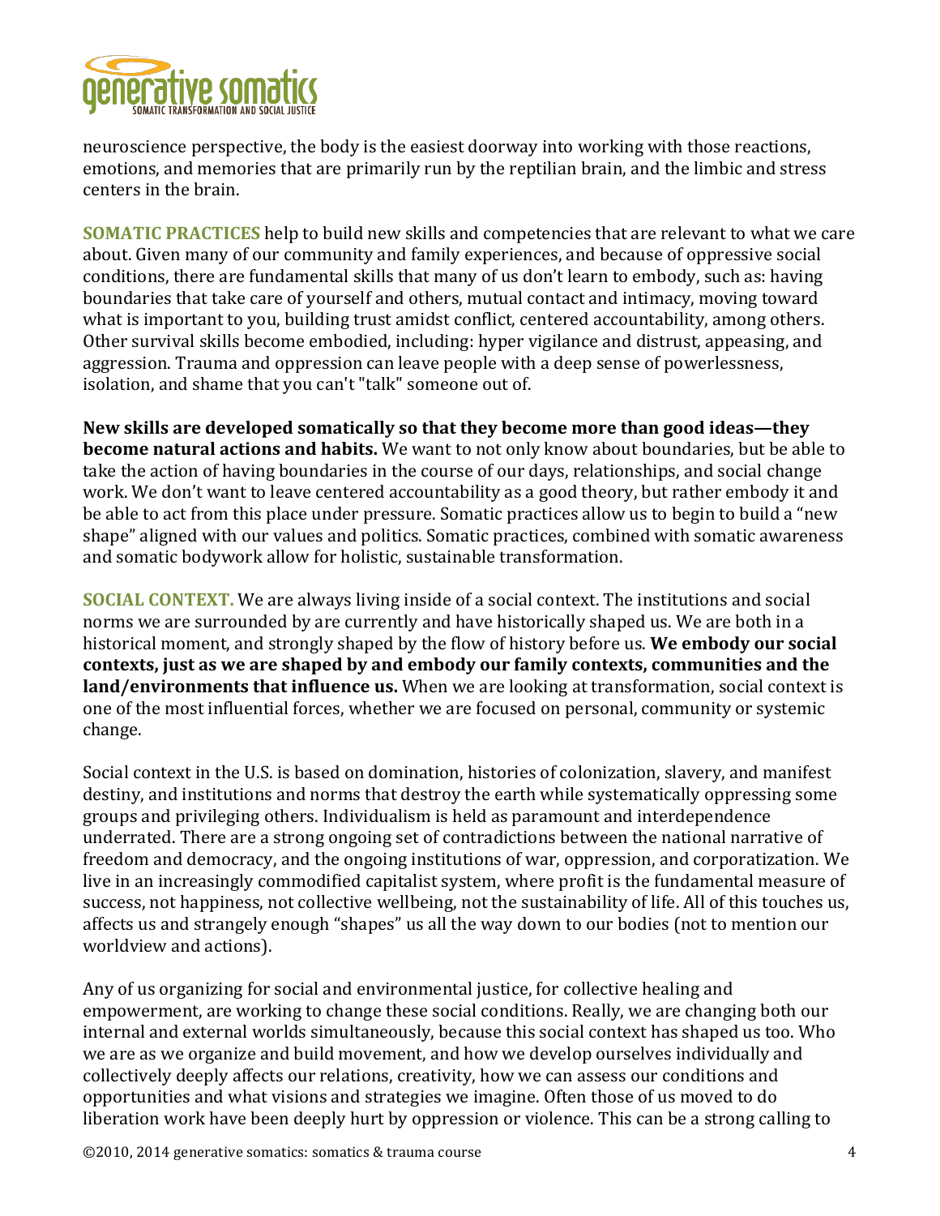neuroscience perspective, the body is the easiest doorway into working with those reactions, emotions, and memories that are primarily run by the reptilian brain, and the limbic and stress centers in the brain.

**SOMATIC PRACTICES** help to build new skills and competencies that are relevant to what we care about. Given many of our community and family experiences, and because of oppressive social conditions, there are fundamental skills that many of us don't learn to embody, such as: having boundaries that take care of yourself and others, mutual contact and intimacy, moving toward what is important to you, building trust amidst conflict, centered accountability, among others. Other survival skills become embodied, including: hyper vigilance and distrust, appeasing, and aggression. Trauma and oppression can leave people with a deep sense of powerlessness, isolation, and shame that you can't "talk" someone out of.

**New skills are developed somatically so that they become more than good ideas—they become natural actions and habits.** We want to not only know about boundaries, but be able to take the action of having boundaries in the course of our days, relationships, and social change work. We don't want to leave centered accountability as a good theory, but rather embody it and be able to act from this place under pressure. Somatic practices allow us to begin to build a "new shape" aligned with our values and politics. Somatic practices, combined with somatic awareness and somatic bodywork allow for holistic, sustainable transformation.

**SOCIAL CONTEXT.** We are always living inside of a social context. The institutions and social norms we are surrounded by are currently and have historically shaped us. We are both in a historical moment, and strongly shaped by the flow of history before us. **We embody our social contexts, just as we are shaped by and embody our family contexts, communities and the land/environments that influence us.** When we are looking at transformation, social context is one of the most influential forces, whether we are focused on personal, community or systemic change.

Social context in the U.S. is based on domination, histories of colonization, slavery, and manifest destiny, and institutions and norms that destroy the earth while systematically oppressing some groups and privileging others. Individualism is held as paramount and interdependence underrated. There are a strong ongoing set of contradictions between the national narrative of freedom and democracy, and the ongoing institutions of war, oppression, and corporatization. We live in an increasingly commodified capitalist system, where profit is the fundamental measure of success, not happiness, not collective wellbeing, not the sustainability of life. All of this touches us, affects us and strangely enough "shapes" us all the way down to our bodies (not to mention our worldview and actions).

Any of us organizing for social and environmental justice, for collective healing and empowerment, are working to change these social conditions. Really, we are changing both our internal and external worlds simultaneously, because this social context has shaped us too. Who we are as we organize and build movement, and how we develop ourselves individually and collectively deeply affects our relations, creativity, how we can assess our conditions and opportunities and what visions and strategies we imagine. Often those of us moved to do liberation work have been deeply hurt by oppression or violence. This can be a strong calling to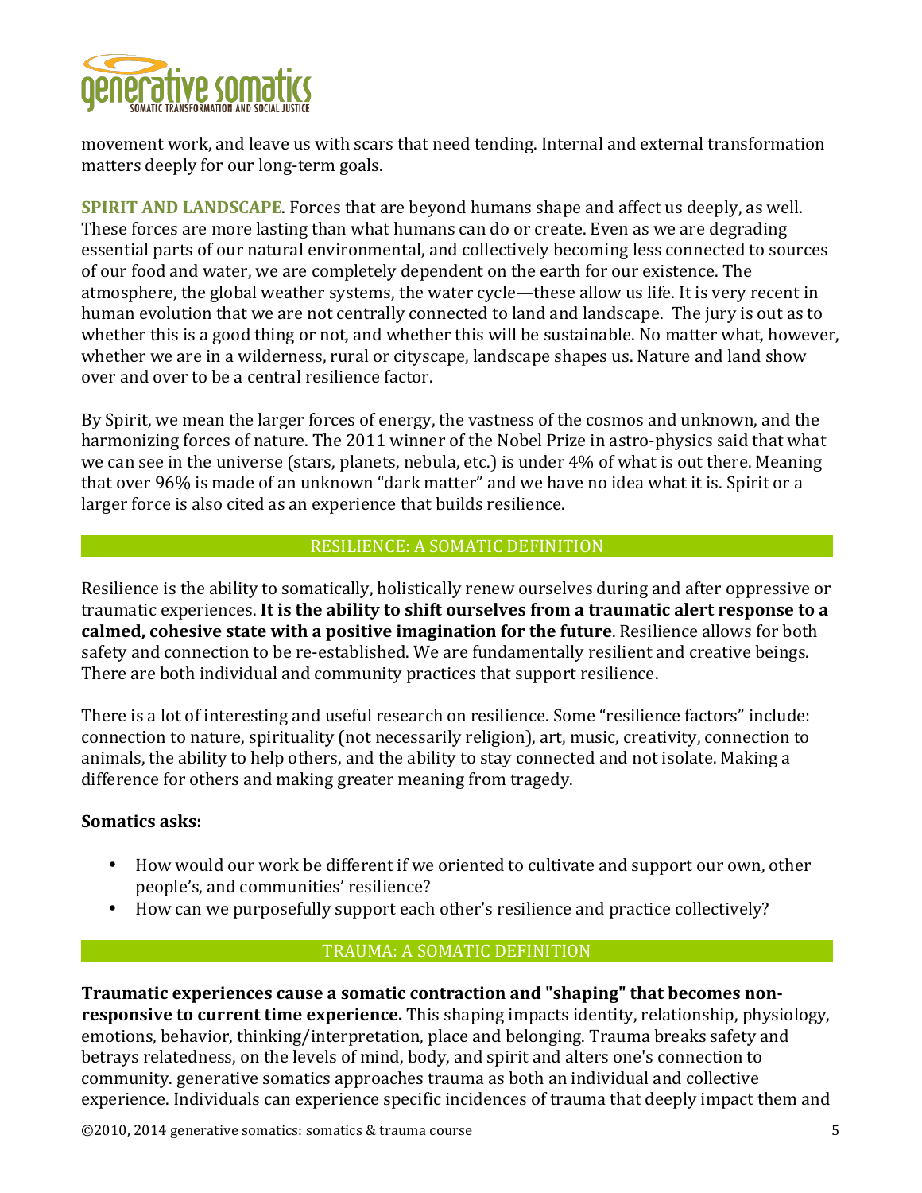movement work, and leave us with scars that need tending. Internal and external transformation matters deeply for our long-term goals.

**SPIRIT AND LANDSCAPE**. Forces that are beyond humans shape and affect us deeply, as well. These forces are more lasting than what humans can do or create. Even as we are degrading essential parts of our natural environmental, and collectively becoming less connected to sources of our food and water, we are completely dependent on the earth for our existence. The atmosphere, the global weather systems, the water cycle—these allow us life. It is very recent in human evolution that we are not centrally connected to land and landscape. The jury is out as to whether this is a good thing or not, and whether this will be sustainable. No matter what, however, whether we are in a wilderness, rural or cityscape, landscape shapes us. Nature and land show over and over to be a central resilience factor.

By Spirit, we mean the larger forces of energy, the vastness of the cosmos and unknown, and the harmonizing forces of nature. The 2011 winner of the Nobel Prize in astro-physics said that what we can see in the universe (stars, planets, nebula, etc.) is under 4% of what is out there. Meaning that over 96% is made of an unknown "dark matter" and we have no idea what it is. Spirit or a larger force is also cited as an experience that builds resilience.

## RESILIENCE: A SOMATIC DEFINITION

Resilience is the ability to somatically, holistically renew ourselves during and after oppressive or traumatic experiences. **It is the ability to shift ourselves from a traumatic alert response to a calmed, cohesive state with a positive imagination for the future**. Resilience allows for both safety and connection to be re-established. We are fundamentally resilient and creative beings. There are both individual and community practices that support resilience.

There is a lot of interesting and useful research on resilience. Some "resilience factors" include: connection to nature, spirituality (not necessarily religion), art, music, creativity, connection to animals, the ability to help others, and the ability to stay connected and not isolate. Making a difference for others and making greater meaning from tragedy.

**Somatics asks:**

- How would our work be different if we oriented to cultivate and support our own, other people's, and communities' resilience?
- How can we purposefully support each other's resilience and practice collectively?

## TRAUMA: A SOMATIC DEFINITION

**Traumatic experiences cause a somatic contraction and "shaping" that becomes non-responsive to current time experience.** This shaping impacts identity, relationship, physiology, emotions, behavior, thinking/interpretation, place and belonging. Trauma breaks safety and betrays relatedness, on the levels of mind, body, and spirit and alters one's connection to community. generative somatics approaches trauma as both an individual and collective experience. Individuals can experience specific incidences of trauma that deeply impact them and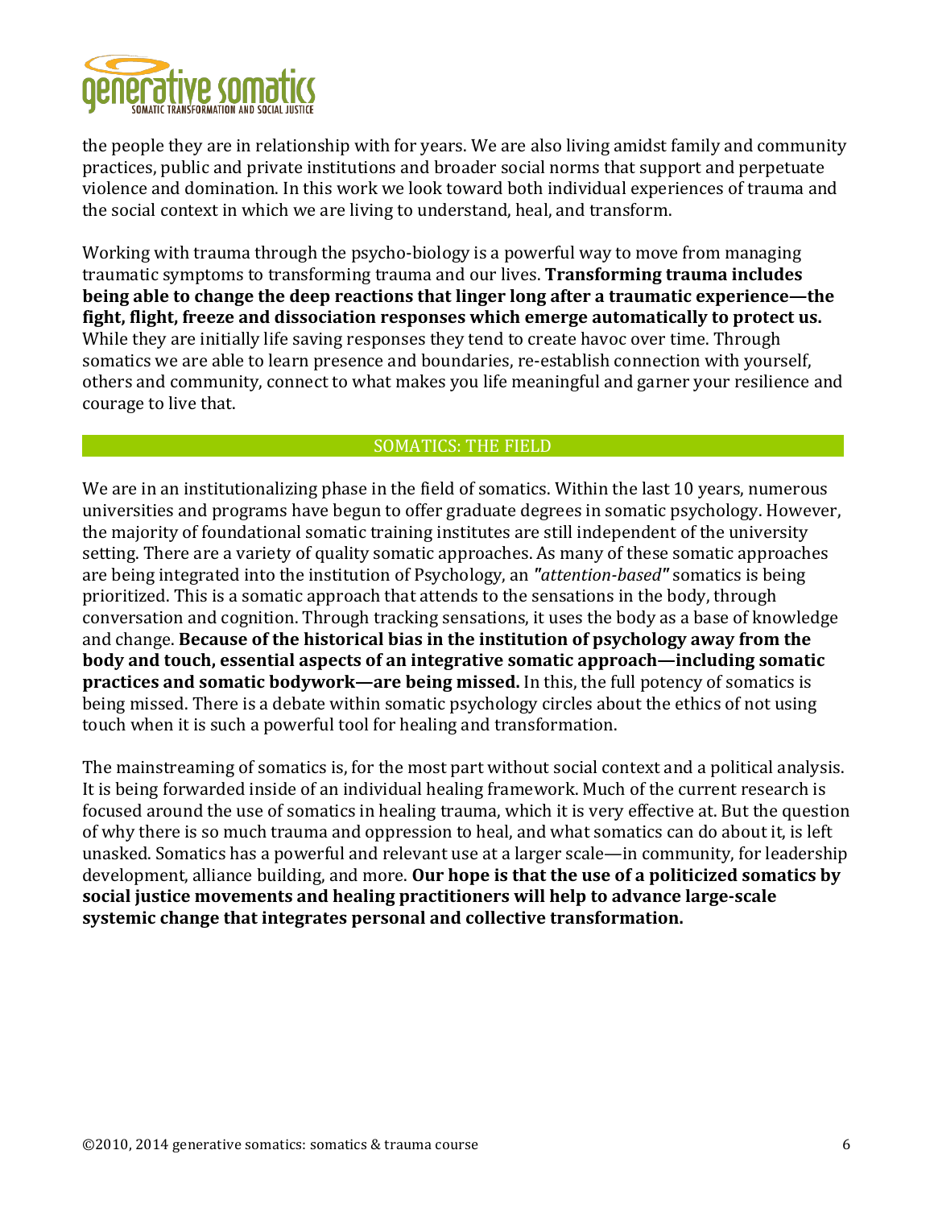the people they are in relationship with for years. We are also living amidst family and community practices, public and private institutions and broader social norms that support and perpetuate violence and domination. In this work we look toward both individual experiences of trauma and the social context in which we are living to understand, heal, and transform.

Working with trauma through the psycho-biology is a powerful way to move from managing traumatic symptoms to transforming trauma and our lives. **Transforming trauma includes being able to change the deep reactions that linger long after a traumatic experience—the fight, flight, freeze and dissociation responses which emerge automatically to protect us.** While they are initially life saving responses they tend to create havoc over time. Through somatics we are able to learn presence and boundaries, re-establish connection with yourself, others and community, connect to what makes you life meaningful and garner your resilience and courage to live that.

## SOMATICS: THE FIELD

We are in an institutionalizing phase in the field of somatics. Within the last 10 years, numerous universities and programs have begun to offer graduate degrees in somatic psychology. However, the majority of foundational somatic training institutes are still independent of the university setting. There are a variety of quality somatic approaches. As many of these somatic approaches are being integrated into the institution of Psychology, an *"attention-based"* somatics is being prioritized. This is a somatic approach that attends to the sensations in the body, through conversation and cognition. Through tracking sensations, it uses the body as a base of knowledge and change. **Because of the historical bias in the institution of psychology away from the body and touch, essential aspects of an integrative somatic approach—including somatic practices and somatic bodywork—are being missed.** In this, the full potency of somatics is being missed. There is a debate within somatic psychology circles about the ethics of not using touch when it is such a powerful tool for healing and transformation.

The mainstreaming of somatics is, for the most part without social context and a political analysis. It is being forwarded inside of an individual healing framework. Much of the current research is focused around the use of somatics in healing trauma, which it is very effective at. But the question of why there is so much trauma and oppression to heal, and what somatics can do about it, is left unasked. Somatics has a powerful and relevant use at a larger scale—in community, for leadership development, alliance building, and more. **Our hope is that the use of a politicized somatics by social justice movements and healing practitioners will help to advance large-scale systemic change that integrates personal and collective transformation.**